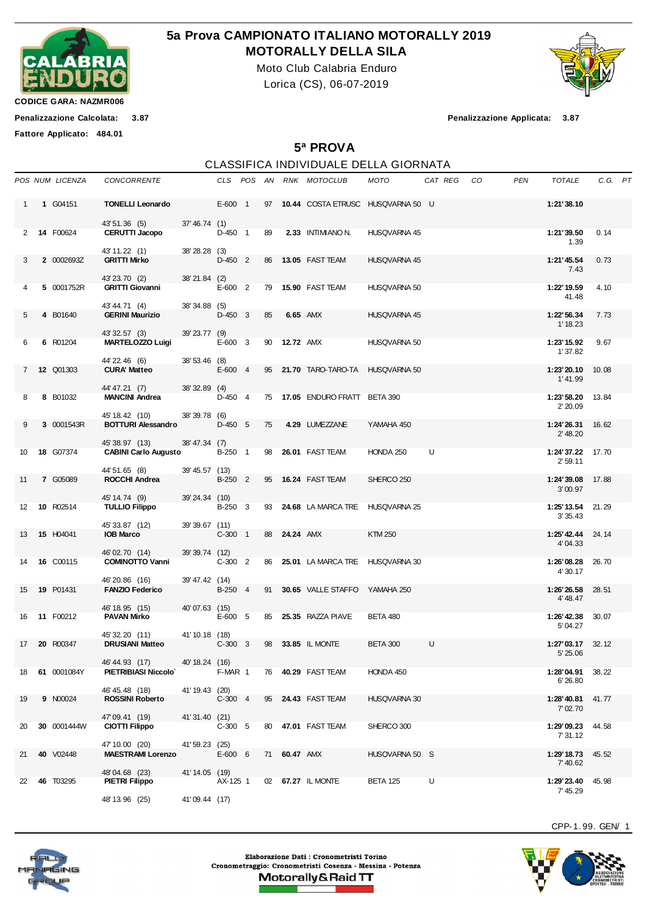# 5a Prova CAMPIONATO ITALIANO MOTORALLY 2019

## MOTORALLY DELLA SILA

Moto Club Calabria Enduro

Lorica (CS), 06-07-2019

**CODICE GARA: NAZMR006**

**Penalizzazione Calcolata: 3.87**

**Penalizzazione Applicata: 3.87**

**Fattore Applicato: 484.01**

## 5ª PROVA

### CLASSIFICA INDIVIDUALE DELLA GIORNATA

| POS | NUM | LICENZA | CONCORRENTE | | CLS | POS | AN | RNK | MOTOCLUB | MOTO | CAT REG | CO | PEN | TOTALE | C.G. | PT |
|---|---|---|---|---|---|---|---|---|---|---|---|---|---|---|---|---|
| 1 | **1** | G04151 | **TONELLI Leonardo** | | E-600 | 1 | 97 | **10.44** | COSTA ETRUSC | HUSQVARNA 50 | U | | | **1:21'38.10** | | |
| | | | 43'51.36 (5) | 37'46.74 (1) | | | | | | | | | | | | |
| 2 | **14** | F00624 | **CERUTTI Jacopo** | | D-450 | 1 | 89 | **2.33** | INTIMIANO N. | HUSQVARNA 45 | | | | **1:21'39.50** 1.39 | 0.14 | |
| | | | 43'11.22 (1) | 38'28.28 (3) | | | | | | | | | | | | |
| 3 | **2** | 0002693Z | **GRITTI Mirko** | | D-450 | 2 | 86 | **13.05** | FAST TEAM | HUSQVARNA 45 | | | | **1:21'45.54** 7.43 | 0.73 | |
| | | | 43'23.70 (2) | 38'21.84 (2) | | | | | | | | | | | | |
| 4 | **5** | 0001752R | **GRITTI Giovanni** | | E-600 | 2 | 79 | **15.90** | FAST TEAM | HUSQVARNA 50 | | | | **1:22'19.59** 41.48 | 4.10 | |
| | | | 43'44.71 (4) | 38'34.88 (5) | | | | | | | | | | | | |
| 5 | **4** | B01640 | **GERINI Maurizio** | | D-450 | 3 | 85 | **6.65** | AMX | HUSQVARNA 45 | | | | **1:22'56.34** 1'18.23 | 7.73 | |
| | | | 43'32.57 (3) | 39'23.77 (9) | | | | | | | | | | | | |
| 6 | **6** | R01204 | **MARTELOZZO Luigi** | | E-600 | 3 | 90 | **12.72** | AMX | HUSQVARNA 50 | | | | **1:23'15.92** 1'37.82 | 9.67 | |
| | | | 44'22.46 (6) | 38'53.46 (8) | | | | | | | | | | | | |
| 7 | **12** | Q01303 | **CURA' Matteo** | | E-600 | 4 | 95 | **21.70** | TARO-TARO-TA | HUSQVARNA 50 | | | | **1:23'20.10** 1'41.99 | 10.08 | |
| | | | 44'47.21 (7) | 38'32.89 (4) | | | | | | | | | | | | |
| 8 | **8** | B01032 | **MANCINI Andrea** | | D-450 | 4 | 75 | **17.05** | ENDURO FRATT | BETA 390 | | | | **1:23'58.20** 2'20.09 | 13.84 | |
| | | | 45'18.42 (10) | 38'39.78 (6) | | | | | | | | | | | | |
| 9 | **3** | 0001543R | **BOTTURI Alessandro** | | D-450 | 5 | 75 | **4.29** | LUMEZZANE | YAMAHA 450 | | | | **1:24'26.31** 2'48.20 | 16.62 | |
| | | | 45'38.97 (13) | 38'47.34 (7) | | | | | | | | | | | | |
| 10 | **18** | G07374 | **CABINI Carlo Augusto** | | B-250 | 1 | 98 | **26.01** | FAST TEAM | HONDA 250 | U | | | **1:24'37.22** 2'59.11 | 17.70 | |
| | | | 44'51.65 (8) | 39'45.57 (13) | | | | | | | | | | | | |
| 11 | **7** | G05089 | **ROCCHI Andrea** | | B-250 | 2 | 95 | **16.24** | FAST TEAM | SHERCO 250 | | | | **1:24'39.08** 3'00.97 | 17.88 | |
| | | | 45'14.74 (9) | 39'24.34 (10) | | | | | | | | | | | | |
| 12 | **10** | R02514 | **TULLIO Filippo** | | B-250 | 3 | 93 | **24.68** | LA MARCA TRE | HUSQVARNA 25 | | | | **1:25'13.54** 3'35.43 | 21.29 | |
| | | | 45'33.87 (12) | 39'39.67 (11) | | | | | | | | | | | | |
| 13 | **15** | H04041 | **IOB Marco** | | C-300 | 1 | 88 | **24.24** | AMX | KTM 250 | | | | **1:25'42.44** 4'04.33 | 24.14 | |
| | | | 46'02.70 (14) | 39'39.74 (12) | | | | | | | | | | | | |
| 14 | **16** | C00115 | **COMINOTTO Vanni** | | C-300 | 2 | 86 | **25.01** | LA MARCA TRE | HUSQVARNA 30 | | | | **1:26'08.28** 4'30.17 | 26.70 | |
| | | | 46'20.86 (16) | 39'47.42 (14) | | | | | | | | | | | | |
| 15 | **19** | P01431 | **FANZIO Federico** | | B-250 | 4 | 91 | **30.65** | VALLE STAFFO | YAMAHA 250 | | | | **1:26'26.58** 4'48.47 | 28.51 | |
| | | | 46'18.95 (15) | 40'07.63 (15) | | | | | | | | | | | | |
| 16 | **11** | F00212 | **PAVAN Mirko** | | E-600 | 5 | 85 | **25.35** | RAZZA PIAVE | BETA 480 | | | | **1:26'42.38** 5'04.27 | 30.07 | |
| | | | 45'32.20 (11) | 41'10.18 (18) | | | | | | | | | | | | |
| 17 | **20** | R00347 | **DRUSIANI Matteo** | | C-300 | 3 | 98 | **33.85** | IL MONTE | BETA 300 | U | | | **1:27'03.17** 5'25.06 | 32.12 | |
| | | | 46'44.93 (17) | 40'18.24 (16) | | | | | | | | | | | | |
| 18 | **61** | 0001084Y | **PIETRIBIASI Niccolo`** | | F-MAR | 1 | 76 | **40.29** | FAST TEAM | HONDA 450 | | | | **1:28'04.91** 6'26.80 | 38.22 | |
| | | | 46'45.48 (18) | 41'19.43 (20) | | | | | | | | | | | | |
| 19 | **9** | N00024 | **ROSSINI Roberto** | | C-300 | 4 | 95 | **24.43** | FAST TEAM | HUSQVARNA 30 | | | | **1:28'40.81** 7'02.70 | 41.77 | |
| | | | 47'09.41 (19) | 41'31.40 (21) | | | | | | | | | | | | |
| 20 | **30** | 0001444W | **CIOTTI Filippo** | | C-300 | 5 | 80 | **47.01** | FAST TEAM | SHERCO 300 | | | | **1:29'09.23** 7'31.12 | 44.58 | |
| | | | 47'10.00 (20) | 41'59.23 (25) | | | | | | | | | | | | |
| 21 | **40** | V02448 | **MAESTRAMI Lorenzo** | | E-600 | 6 | 71 | **60.47** | AMX | HUSQVARNA 50 | S | | | **1:29'18.73** 7'40.62 | 45.52 | |
| | | | 48'04.68 (23) | 41'14.05 (19) | | | | | | | | | | | | |
| 22 | **46** | T03295 | **PIETRI Filippo** | | AX-125 | 1 | 02 | **67.27** | IL MONTE | BETA 125 | U | | | **1:29'23.40** 7'45.29 | 45.98 | |
| | | | 48'13.96 (25) | 41'09.44 (17) | | | | | | | | | | | | |

CPP-1.99. GEN/ 1

Elaborazione Dati : Cronometristi Torino
Cronometraggio: Cronometristi Cosenza - Messina - Potenza
Motorally&Raid TT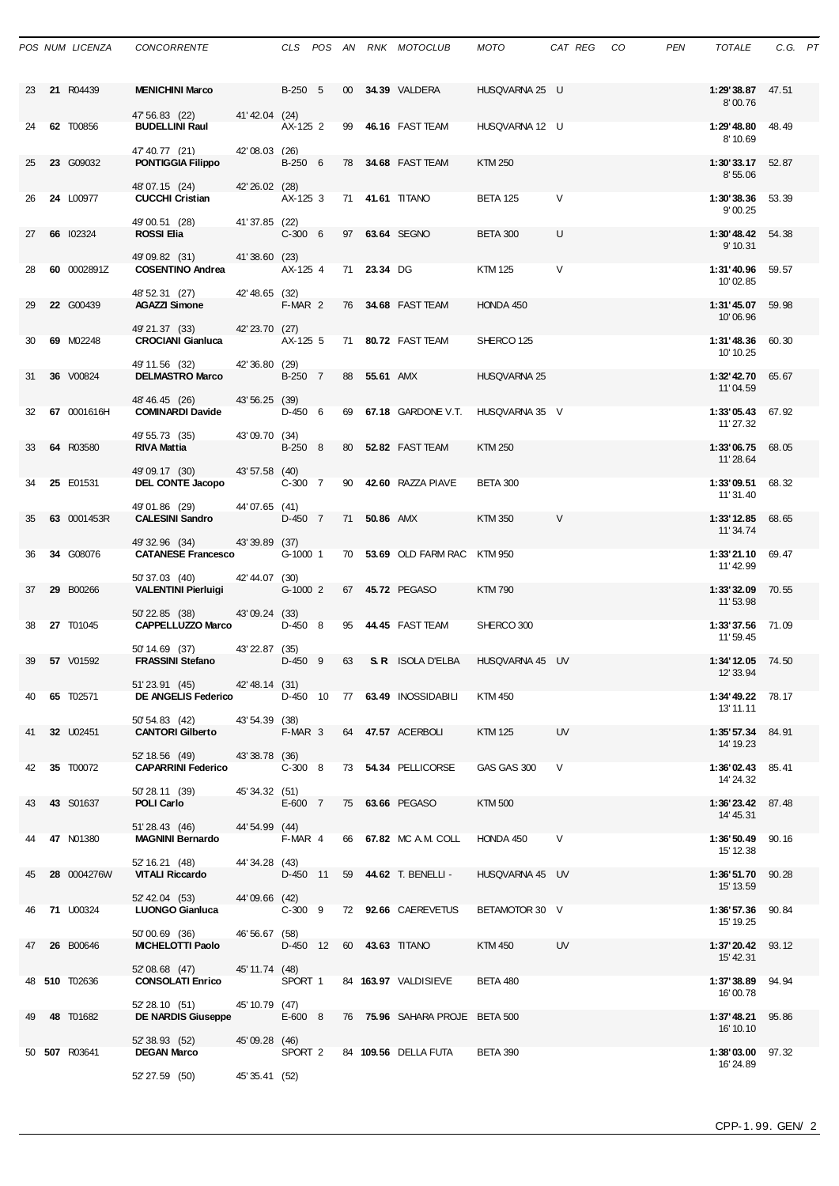| POS | NUM | LICENZA | CONCORRENTE | CLS | POS | AN | RNK | MOTOCLUB | MOTO | CAT REG | CO | PEN | TOTALE | C.G. | PT |
|---|---|---|---|---|---|---|---|---|---|---|---|---|---|---|---|
| 23 | **21** | R04439 | **MENICHINI Marco** | B-250 | 5 | 00 | **34.39** | VALDERA | HUSQVARNA 25 | U | | | **1:29'38.87** 8'00.76 | 47.51 | |
| | | | 47'56.83 (22) 41'42.04 (24) | | | | | | | | | | | | |
| 24 | **62** | T00856 | **BUDELLINI Raul** | AX-125 | 2 | 99 | **46.16** | FAST TEAM | HUSQVARNA 12 | U | | | **1:29'48.80** 8'10.69 | 48.49 | |
| | | | 47'40.77 (21) 42'08.03 (26) | | | | | | | | | | | | |
| 25 | **23** | G09032 | **PONTIGGIA Filippo** | B-250 | 6 | 78 | **34.68** | FAST TEAM | KTM 250 | | | | **1:30'33.17** 8'55.06 | 52.87 | |
| | | | 48'07.15 (24) 42'26.02 (28) | | | | | | | | | | | | |
| 26 | **24** | L00977 | **CUCCHI Cristian** | AX-125 | 3 | 71 | **41.61** | TITANO | BETA 125 | V | | | **1:30'38.36** 9'00.25 | 53.39 | |
| | | | 49'00.51 (28) 41'37.85 (22) | | | | | | | | | | | | |
| 27 | **66** | I02324 | **ROSSI Elia** | C-300 | 6 | 97 | **63.64** | SEGNO | BETA 300 | U | | | **1:30'48.42** 9'10.31 | 54.38 | |
| | | | 49'09.82 (31) 41'38.60 (23) | | | | | | | | | | | | |
| 28 | **60** | 0002891Z | **COSENTINO Andrea** | AX-125 | 4 | 71 | **23.34** | DG | KTM 125 | V | | | **1:31'40.96** 10'02.85 | 59.57 | |
| | | | 48'52.31 (27) 42'48.65 (32) | | | | | | | | | | | | |
| 29 | **22** | G00439 | **AGAZZI Simone** | F-MAR | 2 | 76 | **34.68** | FAST TEAM | HONDA 450 | | | | **1:31'45.07** 10'06.96 | 59.98 | |
| | | | 49'21.37 (33) 42'23.70 (27) | | | | | | | | | | | | |
| 30 | **69** | M02248 | **CROCIANI Gianluca** | AX-125 | 5 | 71 | **80.72** | FAST TEAM | SHERCO 125 | | | | **1:31'48.36** 10'10.25 | 60.30 | |
| | | | 49'11.56 (32) 42'36.80 (29) | | | | | | | | | | | | |
| 31 | **36** | V00824 | **DELMASTRO Marco** | B-250 | 7 | 88 | **55.61** | AMX | HUSQVARNA 25 | | | | **1:32'42.70** 11'04.59 | 65.67 | |
| | | | 48'46.45 (26) 43'56.25 (39) | | | | | | | | | | | | |
| 32 | **67** | 0001616H | **COMINARDI Davide** | D-450 | 6 | 69 | **67.18** | GARDONE V.T. | HUSQVARNA 35 | V | | | **1:33'05.43** 11'27.32 | 67.92 | |
| | | | 49'55.73 (35) 43'09.70 (34) | | | | | | | | | | | | |
| 33 | **64** | R03580 | **RIVA Mattia** | B-250 | 8 | 80 | **52.82** | FAST TEAM | KTM 250 | | | | **1:33'06.75** 11'28.64 | 68.05 | |
| | | | 49'09.17 (30) 43'57.58 (40) | | | | | | | | | | | | |
| 34 | **25** | E01531 | **DEL CONTE Jacopo** | C-300 | 7 | 90 | **42.60** | RAZZA PIAVE | BETA 300 | | | | **1:33'09.51** 11'31.40 | 68.32 | |
| | | | 49'01.86 (29) 44'07.65 (41) | | | | | | | | | | | | |
| 35 | **63** | 0001453R | **CALESINI Sandro** | D-450 | 7 | 71 | **50.86** | AMX | KTM 350 | V | | | **1:33'12.85** 11'34.74 | 68.65 | |
| | | | 49'32.96 (34) 43'39.89 (37) | | | | | | | | | | | | |
| 36 | **34** | G08076 | **CATANESE Francesco** | G-1000 | 1 | 70 | **53.69** | OLD FARM RAC | KTM 950 | | | | **1:33'21.10** 11'42.99 | 69.47 | |
| | | | 50'37.03 (40) 42'44.07 (30) | | | | | | | | | | | | |
| 37 | **29** | B00266 | **VALENTINI Pierluigi** | G-1000 | 2 | 67 | **45.72** | PEGASO | KTM 790 | | | | **1:33'32.09** 11'53.98 | 70.55 | |
| | | | 50'22.85 (38) 43'09.24 (33) | | | | | | | | | | | | |
| 38 | **27** | T01045 | **CAPPELLUZZO Marco** | D-450 | 8 | 95 | **44.45** | FAST TEAM | SHERCO 300 | | | | **1:33'37.56** 11'59.45 | 71.09 | |
| | | | 50'14.69 (37) 43'22.87 (35) | | | | | | | | | | | | |
| 39 | **57** | V01592 | **FRASSINI Stefano** | D-450 | 9 | 63 | **S.R** | ISOLA D'ELBA | HUSQVARNA 45 | UV | | | **1:34'12.05** 12'33.94 | 74.50 | |
| | | | 51'23.91 (45) 42'48.14 (31) | | | | | | | | | | | | |
| 40 | **65** | T02571 | **DE ANGELIS Federico** | D-450 | 10 | 77 | **63.49** | INOSSIDABILI | KTM 450 | | | | **1:34'49.22** 13'11.11 | 78.17 | |
| | | | 50'54.83 (42) 43'54.39 (38) | | | | | | | | | | | | |
| 41 | **32** | U02451 | **CANTORI Gilberto** | F-MAR | 3 | 64 | **47.57** | ACERBOLI | KTM 125 | UV | | | **1:35'57.34** 14'19.23 | 84.91 | |
| | | | 52'18.56 (49) 43'38.78 (36) | | | | | | | | | | | | |
| 42 | **35** | T00072 | **CAPARRINI Federico** | C-300 | 8 | 73 | **54.34** | PELLICORSE | GAS GAS 300 | V | | | **1:36'02.43** 14'24.32 | 85.41 | |
| | | | 50'28.11 (39) 45'34.32 (51) | | | | | | | | | | | | |
| 43 | **43** | S01637 | **POLI Carlo** | E-600 | 7 | 75 | **63.66** | PEGASO | KTM 500 | | | | **1:36'23.42** 14'45.31 | 87.48 | |
| | | | 51'28.43 (46) 44'54.99 (44) | | | | | | | | | | | | |
| 44 | **47** | N01380 | **MAGNINI Bernardo** | F-MAR | 4 | 66 | **67.82** | MC A.M. COLL | HONDA 450 | V | | | **1:36'50.49** 15'12.38 | 90.16 | |
| | | | 52'16.21 (48) 44'34.28 (43) | | | | | | | | | | | | |
| 45 | **28** | 0004276W | **VITALI Riccardo** | D-450 | 11 | 59 | **44.62** | T. BENELLI - | HUSQVARNA 45 | UV | | | **1:36'51.70** 15'13.59 | 90.28 | |
| | | | 52'42.04 (53) 44'09.66 (42) | | | | | | | | | | | | |
| 46 | **71** | U00324 | **LUONGO Gianluca** | C-300 | 9 | 72 | **92.66** | CAEREVETUS | BETAMOTOR 30 | V | | | **1:36'57.36** 15'19.25 | 90.84 | |
| | | | 50'00.69 (36) 46'56.67 (58) | | | | | | | | | | | | |
| 47 | **26** | B00646 | **MICHELOTTI Paolo** | D-450 | 12 | 60 | **43.63** | TITANO | KTM 450 | UV | | | **1:37'20.42** 15'42.31 | 93.12 | |
| | | | 52'08.68 (47) 45'11.74 (48) | | | | | | | | | | | | |
| 48 | **510** | T02636 | **CONSOLATI Enrico** | SPORT | 1 | 84 | **163.97** | VALDISIEVE | BETA 480 | | | | **1:37'38.89** 16'00.78 | 94.94 | |
| | | | 52'28.10 (51) 45'10.79 (47) | | | | | | | | | | | | |
| 49 | **48** | T01682 | **DE NARDIS Giuseppe** | E-600 | 8 | 76 | **75.96** | SAHARA PROJE | BETA 500 | | | | **1:37'48.21** 16'10.10 | 95.86 | |
| | | | 52'38.93 (52) 45'09.28 (46) | | | | | | | | | | | | |
| 50 | **507** | R03641 | **DEGAN Marco** | SPORT | 2 | 84 | **109.56** | DELLA FUTA | BETA 390 | | | | **1:38'03.00** 16'24.89 | 97.32 | |
| | | | 52'27.59 (50) 45'35.41 (52) | | | | | | | | | | | | |

CPP-1.99. GEN/ 2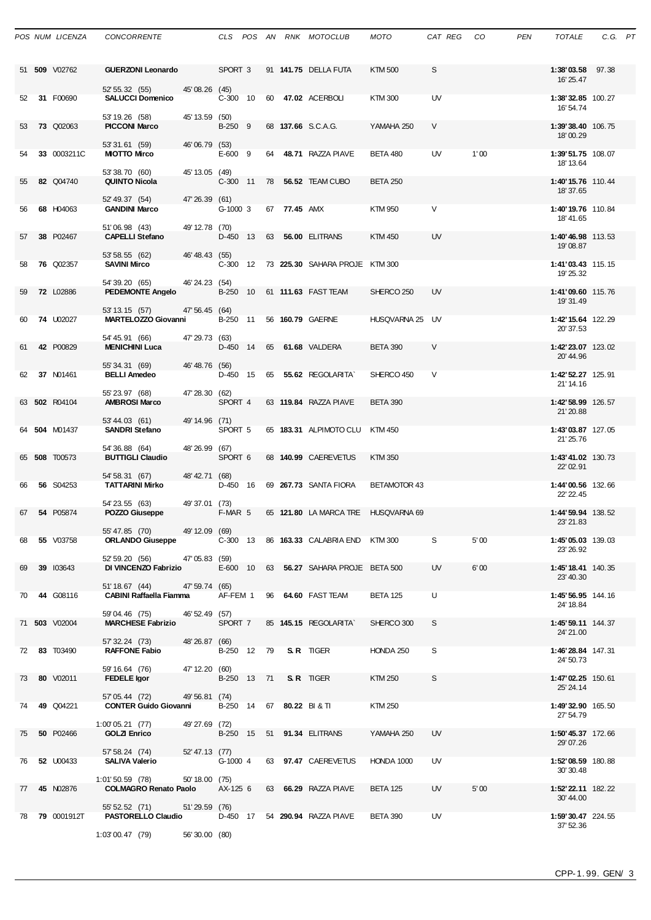| POS | NUM | LICENZA | CONCORRENTE | CLS | POS | AN | RNK | MOTOCLUB | MOTO | CAT | REG | CO | PEN | TOTALE | C.G. | PT |
|---|---|---|---|---|---|---|---|---|---|---|---|---|---|---|---|---|
| 51 | **509** | V02762 | **GUERZONI Leonardo** | SPORT | 3 | 91 | **141.75** | DELLA FUTA | KTM 500 | S | | | | **1:38'03.58** 16'25.47 | 97.38 | |
| | | | 52'55.32 (55) 45'08.26 (45) | | | | | | | | | | | | | |
| 52 | **31** | F00690 | **SALUCCI Domenico** | C-300 | 10 | 60 | **47.02** | ACERBOLI | KTM 300 | UV | | | | **1:38'32.85** 16'54.74 | 100.27 | |
| | | | 53'19.26 (58) 45'13.59 (50) | | | | | | | | | | | | | |
| 53 | **73** | Q02063 | **PICCONI Marco** | B-250 | 9 | 68 | **137.66** | S.C.A.G. | YAMAHA 250 | V | | | | **1:39'38.40** 18'00.29 | 106.75 | |
| | | | 53'31.61 (59) 46'06.79 (53) | | | | | | | | | | | | | |
| 54 | **33** | 0003211C | **MIOTTO Mirco** | E-600 | 9 | 64 | **48.71** | RAZZA PIAVE | BETA 480 | UV | | 1'00 | | **1:39'51.75** 18'13.64 | 108.07 | |
| | | | 53'38.70 (60) 45'13.05 (49) | | | | | | | | | | | | | |
| 55 | **82** | Q04740 | **QUINTO Nicola** | C-300 | 11 | 78 | **56.52** | TEAM CUBO | BETA 250 | | | | | **1:40'15.76** 18'37.65 | 110.44 | |
| | | | 52'49.37 (54) 47'26.39 (61) | | | | | | | | | | | | | |
| 56 | **68** | H04063 | **GANDINI Marco** | G-1000 | 3 | 67 | **77.45** | AMX | KTM 950 | V | | | | **1:40'19.76** 18'41.65 | 110.84 | |
| | | | 51'06.98 (43) 49'12.78 (70) | | | | | | | | | | | | | |
| 57 | **38** | P02467 | **CAPELLI Stefano** | D-450 | 13 | 63 | **56.00** | ELITRANS | KTM 450 | UV | | | | **1:40'46.98** 19'08.87 | 113.53 | |
| | | | 53'58.55 (62) 46'48.43 (55) | | | | | | | | | | | | | |
| 58 | **76** | Q02357 | **SAVINI Mirco** | C-300 | 12 | 73 | **225.30** | SAHARA PROJE | KTM 300 | | | | | **1:41'03.43** 19'25.32 | 115.15 | |
| | | | 54'39.20 (65) 46'24.23 (54) | | | | | | | | | | | | | |
| 59 | **72** | L02886 | **PEDEMONTE Angelo** | B-250 | 10 | 61 | **111.63** | FAST TEAM | SHERCO 250 | UV | | | | **1:41'09.60** 19'31.49 | 115.76 | |
| | | | 53'13.15 (57) 47'56.45 (64) | | | | | | | | | | | | | |
| 60 | **74** | U02027 | **MARTELOZZO Giovanni** | B-250 | 11 | 56 | **160.79** | GAERNE | HUSQVARNA 25 | UV | | | | **1:42'15.64** 20'37.53 | 122.29 | |
| | | | 54'45.91 (66) 47'29.73 (63) | | | | | | | | | | | | | |
| 61 | **42** | P00829 | **MENICHINI Luca** | D-450 | 14 | 65 | **61.68** | VALDERA | BETA 390 | V | | | | **1:42'23.07** 20'44.96 | 123.02 | |
| | | | 55'34.31 (69) 46'48.76 (56) | | | | | | | | | | | | | |
| 62 | **37** | N01461 | **BELLI Amedeo** | D-450 | 15 | 65 | **55.62** | REGOLARITA` | SHERCO 450 | V | | | | **1:42'52.27** 21'14.16 | 125.91 | |
| | | | 55'23.97 (68) 47'28.30 (62) | | | | | | | | | | | | | |
| 63 | **502** | R04104 | **AMBROSI Marco** | SPORT | 4 | 63 | **119.84** | RAZZA PIAVE | BETA 390 | | | | | **1:42'58.99** 21'20.88 | 126.57 | |
| | | | 53'44.03 (61) 49'14.96 (71) | | | | | | | | | | | | | |
| 64 | **504** | M01437 | **SANDRI Stefano** | SPORT | 5 | 65 | **183.31** | ALPIMOTO CLU | KTM 450 | | | | | **1:43'03.87** 21'25.76 | 127.05 | |
| | | | 54'36.88 (64) 48'26.99 (67) | | | | | | | | | | | | | |
| 65 | **508** | T00573 | **BUTTIGLI Claudio** | SPORT | 6 | 68 | **140.99** | CAEREVETUS | KTM 350 | | | | | **1:43'41.02** 22'02.91 | 130.73 | |
| | | | 54'58.31 (67) 48'42.71 (68) | | | | | | | | | | | | | |
| 66 | **56** | S04253 | **TATTARINI Mirko** | D-450 | 16 | 69 | **267.73** | SANTA FIORA | BETAMOTOR 43 | | | | | **1:44'00.56** 22'22.45 | 132.66 | |
| | | | 54'23.55 (63) 49'37.01 (73) | | | | | | | | | | | | | |
| 67 | **54** | P05874 | **POZZO Giuseppe** | F-MAR | 5 | 65 | **121.80** | LA MARCA TRE | HUSQVARNA 69 | | | | | **1:44'59.94** 23'21.83 | 138.52 | |
| | | | 55'47.85 (70) 49'12.09 (69) | | | | | | | | | | | | | |
| 68 | **55** | V03758 | **ORLANDO Giuseppe** | C-300 | 13 | 86 | **163.33** | CALABRIA END | KTM 300 | S | | 5'00 | | **1:45'05.03** 23'26.92 | 139.03 | |
| | | | 52'59.20 (56) 47'05.83 (59) | | | | | | | | | | | | | |
| 69 | **39** | I03643 | **DI VINCENZO Fabrizio** | E-600 | 10 | 63 | **56.27** | SAHARA PROJE | BETA 500 | UV | | 6'00 | | **1:45'18.41** 23'40.30 | 140.35 | |
| | | | 51'18.67 (44) 47'59.74 (65) | | | | | | | | | | | | | |
| 70 | **44** | G08116 | **CABINI Raffaella Fiamma** | AF-FEM | 1 | 96 | **64.60** | FAST TEAM | BETA 125 | U | | | | **1:45'56.95** 24'18.84 | 144.16 | |
| | | | 59'04.46 (75) 46'52.49 (57) | | | | | | | | | | | | | |
| 71 | **503** | V02004 | **MARCHESE Fabrizio** | SPORT | 7 | 85 | **145.15** | REGOLARITA` | SHERCO 300 | S | | | | **1:45'59.11** 24'21.00 | 144.37 | |
| | | | 57'32.24 (73) 48'26.87 (66) | | | | | | | | | | | | | |
| 72 | **83** | T03490 | **RAFFONE Fabio** | B-250 | 12 | 79 | **S.R** | TIGER | HONDA 250 | S | | | | **1:46'28.84** 24'50.73 | 147.31 | |
| | | | 59'16.64 (76) 47'12.20 (60) | | | | | | | | | | | | | |
| 73 | **80** | V02011 | **FEDELE Igor** | B-250 | 13 | 71 | **S.R** | TIGER | KTM 250 | S | | | | **1:47'02.25** 25'24.14 | 150.61 | |
| | | | 57'05.44 (72) 49'56.81 (74) | | | | | | | | | | | | | |
| 74 | **49** | Q04221 | **CONTER Guido Giovanni** | B-250 | 14 | 67 | **80.22** | BI & TI | KTM 250 | | | | | **1:49'32.90** 27'54.79 | 165.50 | |
| | | | 1:00'05.21 (77) 49'27.69 (72) | | | | | | | | | | | | | |
| 75 | **50** | P02466 | **GOLZI Enrico** | B-250 | 15 | 51 | **91.34** | ELITRANS | YAMAHA 250 | UV | | | | **1:50'45.37** 29'07.26 | 172.66 | |
| | | | 57'58.24 (74) 52'47.13 (77) | | | | | | | | | | | | | |
| 76 | **52** | U00433 | **SALIVA Valerio** | G-1000 | 4 | 63 | **97.47** | CAEREVETUS | HONDA 1000 | UV | | | | **1:52'08.59** 30'30.48 | 180.88 | |
| | | | 1:01'50.59 (78) 50'18.00 (75) | | | | | | | | | | | | | |
| 77 | **45** | N02876 | **COLMAGRO Renato Paolo** | AX-125 | 6 | 63 | **66.29** | RAZZA PIAVE | BETA 125 | UV | | 5'00 | | **1:52'22.11** 30'44.00 | 182.22 | |
| | | | 55'52.52 (71) 51'29.59 (76) | | | | | | | | | | | | | |
| 78 | **79** | 0001912T | **PASTORELLO Claudio** | D-450 | 17 | 54 | **290.94** | RAZZA PIAVE | BETA 390 | UV | | | | **1:59'30.47** 37'52.36 | 224.55 | |
| | | | 1:03'00.47 (79) 56'30.00 (80) | | | | | | | | | | | | | |

CPP-1.99. GEN/ 3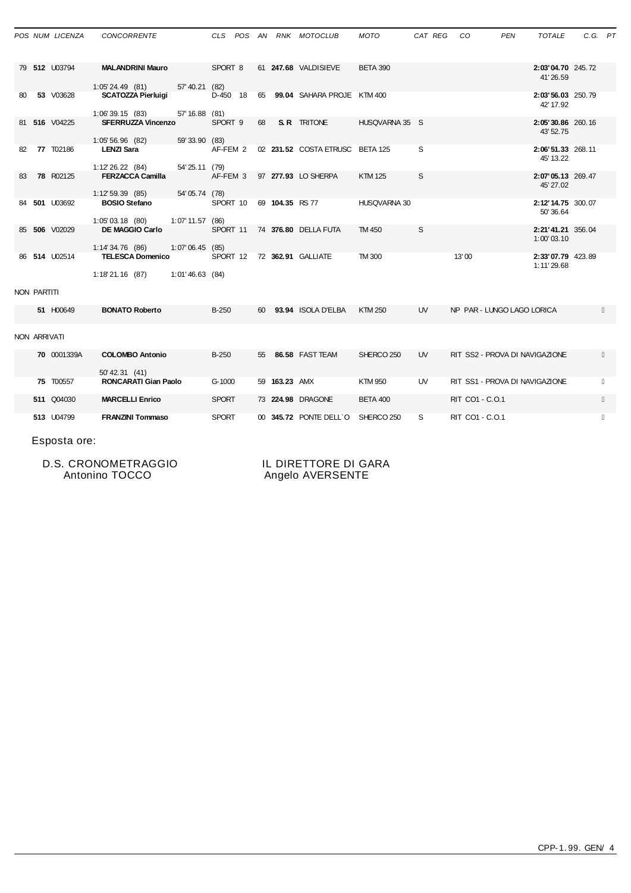| POS | NUM | LICENZA | CONCORRENTE | CLS | POS | AN | RNK | MOTOCLUB | MOTO | CAT | REG | CO | PEN | TOTALE | C.G. | PT |
|---|---|---|---|---|---|---|---|---|---|---|---|---|---|---|---|---|
| 79 | **512** | U03794 | **MALANDRINI Mauro** | SPORT | 8 | 61 | **247.68** | VALDISIEVE | BETA 390 | | | | | **2:03'04.70** 41'26.59 | 245.72 | |
| | | | 1:05'24.49 (81) 57'40.21 (82) | | | | | | | | | | | | | |
| 80 | **53** | V03628 | **SCATOZZA Pierluigi** | D-450 | 18 | 65 | **99.04** | SAHARA PROJE | KTM 400 | | | | | **2:03'56.03** 42'17.92 | 250.79 | |
| | | | 1:06'39.15 (83) 57'16.88 (81) | | | | | | | | | | | | | |
| 81 | **516** | V04225 | **SFERRUZZA Vincenzo** | SPORT | 9 | 68 | **S. R** | TRITONE | HUSQVARNA 35 | S | | | | **2:05'30.86** 43'52.75 | 260.16 | |
| | | | 1:05'56.96 (82) 59'33.90 (83) | | | | | | | | | | | | | |
| 82 | **77** | T02186 | **LENZI Sara** | AF-FEM | 2 | 02 | **231.52** | COSTA ETRUSC | BETA 125 | S | | | | **2:06'51.33** 45'13.22 | 268.11 | |
| | | | 1:12'26.22 (84) 54'25.11 (79) | | | | | | | | | | | | | |
| 83 | **78** | R02125 | **FERZACCA Camilla** | AF-FEM | 3 | 97 | **277.93** | LO SHERPA | KTM 125 | S | | | | **2:07'05.13** 45'27.02 | 269.47 | |
| | | | 1:12'59.39 (85) 54'05.74 (78) | | | | | | | | | | | | | |
| 84 | **501** | U03692 | **BOSIO Stefano** | SPORT | 10 | 69 | **104.35** | RS 77 | HUSQVARNA 30 | | | | | **2:12'14.75** 50'36.64 | 300.07 | |
| | | | 1:05'03.18 (80) 1:07'11.57 (86) | | | | | | | | | | | | | |
| 85 | **506** | V02029 | **DE MAGGIO Carlo** | SPORT | 11 | 74 | **376.80** | DELLA FUTA | TM 450 | S | | | | **2:21'41.21** 1:00'03.10 | 356.04 | |
| | | | 1:14'34.76 (86) 1:07'06.45 (85) | | | | | | | | | | | | | |
| 86 | **514** | U02514 | **TELESCA Domenico** | SPORT | 12 | 72 | **362.91** | GALLIATE | TM 300 | | | 13'00 | | **2:33'07.79** 1:11'29.68 | 423.89 | |
| | | | 1:18'21.16 (87) 1:01'46.63 (84) | | | | | | | | | | | | | |

NON PARTITI

| POS | NUM | LICENZA | CONCORRENTE | CLS | POS | AN | RNK | MOTOCLUB | MOTO | CAT | REG | CO | PEN | TOTALE | C.G. | PT |
|---|---|---|---|---|---|---|---|---|---|---|---|---|---|---|---|---|
| | **51** | H00649 | **BONATO Roberto** | B-250 | | 60 | **93.94** | ISOLA D'ELBA | KTM 250 | UV | | NP PAR - LUNGO LAGO LORICA | | | | |

NON ARRIVATI

| POS | NUM | LICENZA | CONCORRENTE | CLS | POS | AN | RNK | MOTOCLUB | MOTO | CAT | REG | CO | PEN | TOTALE | C.G. | PT |
|---|---|---|---|---|---|---|---|---|---|---|---|---|---|---|---|---|
| | **70** | 0001339A | **COLOMBO Antonio** | B-250 | | 55 | **86.58** | FAST TEAM | SHERCO 250 | UV | | RIT SS2 - PROVA DI NAVIGAZIONE | | | | |
| | | | 50'42.31 (41) | | | | | | | | | | | | | |
| | **75** | T00557 | **RONCARATI Gian Paolo** | G-1000 | | 59 | **163.23** | AMX | KTM 950 | UV | | RIT SS1 - PROVA DI NAVIGAZIONE | | | | |
| | **511** | Q04030 | **MARCELLI Enrico** | SPORT | | 73 | **224.98** | DRAGONE | BETA 400 | | | RIT CO1 - C.O.1 | | | | |
| | **513** | U04799 | **FRANZINI Tommaso** | SPORT | | 00 | **345.72** | PONTE DELL`O | SHERCO 250 | S | | RIT CO1 - C.O.1 | | | | |

Esposta ore:

D.S. CRONOMETRAGGIO
Antonino TOCCO

IL DIRETTORE DI GARA
Angelo AVERSENTE

CPP-1.99. GEN/ 4